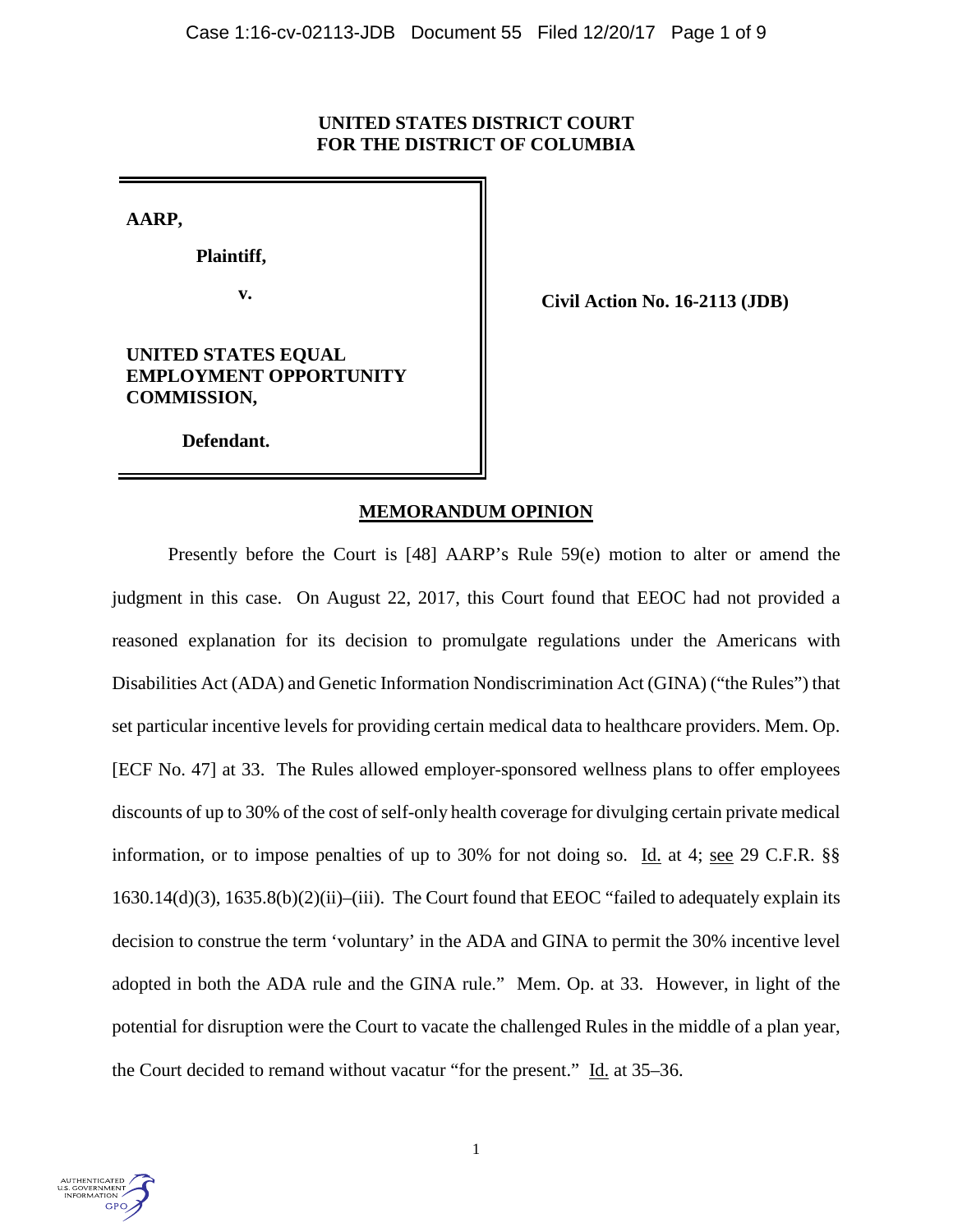**UNITED STATES DISTRICT COURT**
**FOR THE DISTRICT OF COLUMBIA**

| | |
|---|---|
| **AARP,**<br><br>**Plaintiff,**<br><br>**v.**<br><br>**UNITED STATES EQUAL EMPLOYMENT OPPORTUNITY COMMISSION,**<br><br>**Defendant.** | **Civil Action No. 16-2113 (JDB)** |

## MEMORANDUM OPINION

Presently before the Court is [48] AARP's Rule 59(e) motion to alter or amend the judgment in this case. On August 22, 2017, this Court found that EEOC had not provided a reasoned explanation for its decision to promulgate regulations under the Americans with Disabilities Act (ADA) and Genetic Information Nondiscrimination Act (GINA) ("the Rules") that set particular incentive levels for providing certain medical data to healthcare providers. Mem. Op. [ECF No. 47] at 33. The Rules allowed employer-sponsored wellness plans to offer employees discounts of up to 30% of the cost of self-only health coverage for divulging certain private medical information, or to impose penalties of up to 30% for not doing so. Id. at 4; see 29 C.F.R. §§ 1630.14(d)(3), 1635.8(b)(2)(ii)–(iii). The Court found that EEOC "failed to adequately explain its decision to construe the term 'voluntary' in the ADA and GINA to permit the 30% incentive level adopted in both the ADA rule and the GINA rule." Mem. Op. at 33. However, in light of the potential for disruption were the Court to vacate the challenged Rules in the middle of a plan year, the Court decided to remand without vacatur "for the present." Id. at 35–36.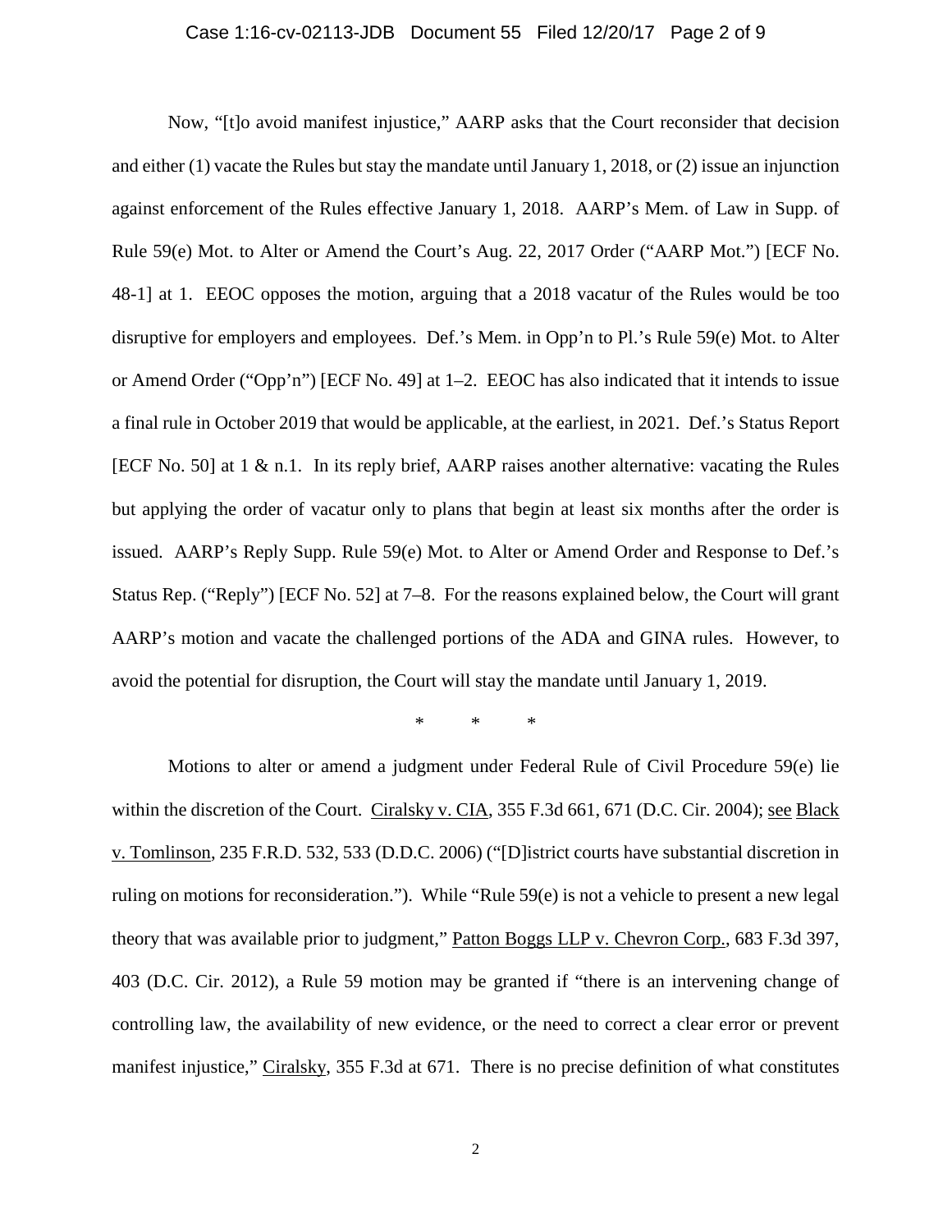Now, "[t]o avoid manifest injustice," AARP asks that the Court reconsider that decision and either (1) vacate the Rules but stay the mandate until January 1, 2018, or (2) issue an injunction against enforcement of the Rules effective January 1, 2018. AARP's Mem. of Law in Supp. of Rule 59(e) Mot. to Alter or Amend the Court's Aug. 22, 2017 Order ("AARP Mot.") [ECF No. 48-1] at 1. EEOC opposes the motion, arguing that a 2018 vacatur of the Rules would be too disruptive for employers and employees. Def.'s Mem. in Opp'n to Pl.'s Rule 59(e) Mot. to Alter or Amend Order ("Opp'n") [ECF No. 49] at 1–2. EEOC has also indicated that it intends to issue a final rule in October 2019 that would be applicable, at the earliest, in 2021. Def.'s Status Report [ECF No. 50] at 1 & n.1. In its reply brief, AARP raises another alternative: vacating the Rules but applying the order of vacatur only to plans that begin at least six months after the order is issued. AARP's Reply Supp. Rule 59(e) Mot. to Alter or Amend Order and Response to Def.'s Status Rep. ("Reply") [ECF No. 52] at 7–8. For the reasons explained below, the Court will grant AARP's motion and vacate the challenged portions of the ADA and GINA rules. However, to avoid the potential for disruption, the Court will stay the mandate until January 1, 2019.

\* \* \*

Motions to alter or amend a judgment under Federal Rule of Civil Procedure 59(e) lie within the discretion of the Court. Ciralsky v. CIA, 355 F.3d 661, 671 (D.C. Cir. 2004); see Black v. Tomlinson, 235 F.R.D. 532, 533 (D.D.C. 2006) ("[D]istrict courts have substantial discretion in ruling on motions for reconsideration."). While "Rule 59(e) is not a vehicle to present a new legal theory that was available prior to judgment," Patton Boggs LLP v. Chevron Corp., 683 F.3d 397, 403 (D.C. Cir. 2012), a Rule 59 motion may be granted if "there is an intervening change of controlling law, the availability of new evidence, or the need to correct a clear error or prevent manifest injustice," Ciralsky, 355 F.3d at 671. There is no precise definition of what constitutes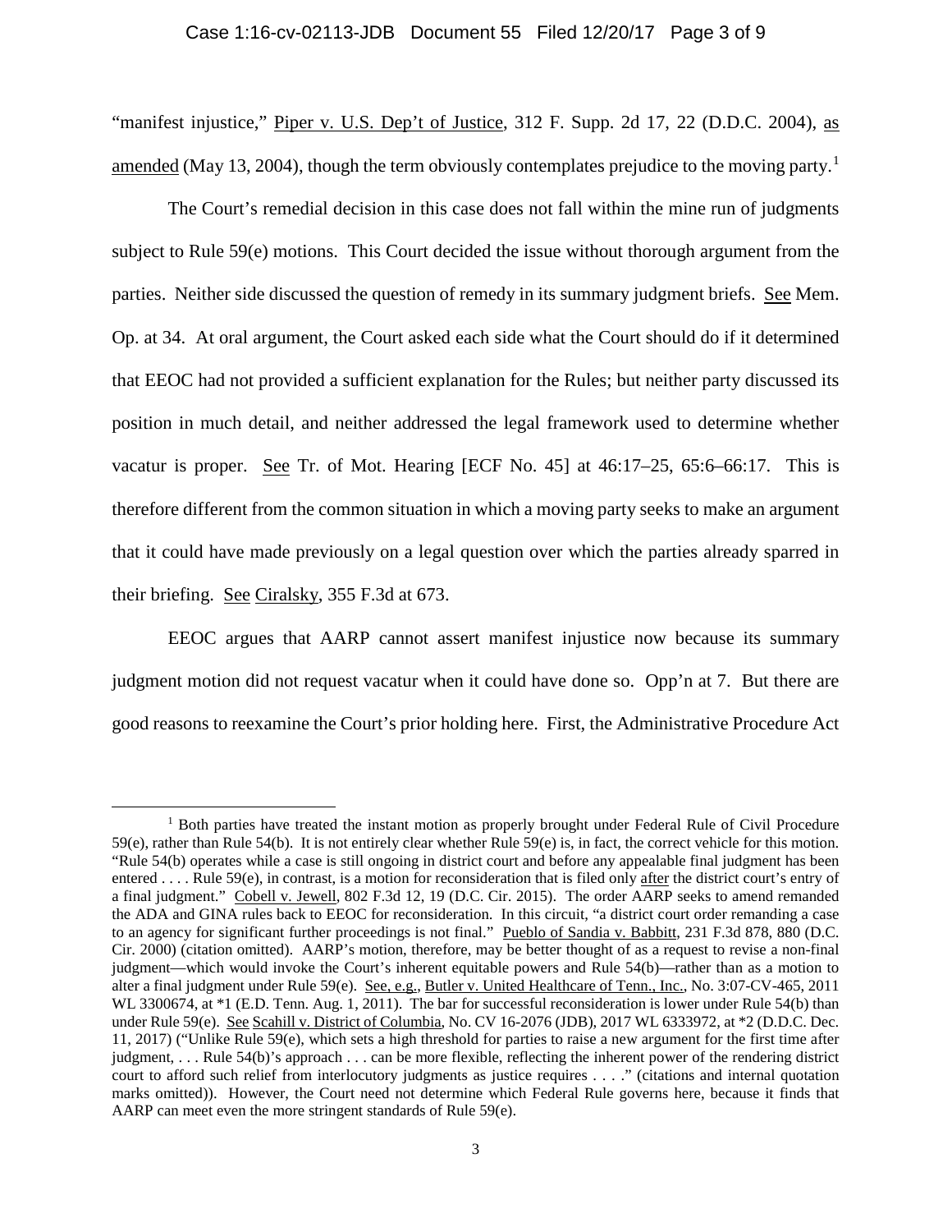"manifest injustice," Piper v. U.S. Dep't of Justice, 312 F. Supp. 2d 17, 22 (D.D.C. 2004), as amended (May 13, 2004), though the term obviously contemplates prejudice to the moving party.[1]

The Court's remedial decision in this case does not fall within the mine run of judgments subject to Rule 59(e) motions. This Court decided the issue without thorough argument from the parties. Neither side discussed the question of remedy in its summary judgment briefs. See Mem. Op. at 34. At oral argument, the Court asked each side what the Court should do if it determined that EEOC had not provided a sufficient explanation for the Rules; but neither party discussed its position in much detail, and neither addressed the legal framework used to determine whether vacatur is proper. See Tr. of Mot. Hearing [ECF No. 45] at 46:17–25, 65:6–66:17. This is therefore different from the common situation in which a moving party seeks to make an argument that it could have made previously on a legal question over which the parties already sparred in their briefing. See Ciralsky, 355 F.3d at 673.

EEOC argues that AARP cannot assert manifest injustice now because its summary judgment motion did not request vacatur when it could have done so. Opp'n at 7. But there are good reasons to reexamine the Court's prior holding here. First, the Administrative Procedure Act

---

[1] Both parties have treated the instant motion as properly brought under Federal Rule of Civil Procedure 59(e), rather than Rule 54(b). It is not entirely clear whether Rule 59(e) is, in fact, the correct vehicle for this motion. "Rule 54(b) operates while a case is still ongoing in district court and before any appealable final judgment has been entered . . . . Rule 59(e), in contrast, is a motion for reconsideration that is filed only after the district court's entry of a final judgment." Cobell v. Jewell, 802 F.3d 12, 19 (D.C. Cir. 2015). The order AARP seeks to amend remanded the ADA and GINA rules back to EEOC for reconsideration. In this circuit, "a district court order remanding a case to an agency for significant further proceedings is not final." Pueblo of Sandia v. Babbitt, 231 F.3d 878, 880 (D.C. Cir. 2000) (citation omitted). AARP's motion, therefore, may be better thought of as a request to revise a non-final judgment—which would invoke the Court's inherent equitable powers and Rule 54(b)—rather than as a motion to alter a final judgment under Rule 59(e). See, e.g., Butler v. United Healthcare of Tenn., Inc., No. 3:07-CV-465, 2011 WL 3300674, at *1 (E.D. Tenn. Aug. 1, 2011). The bar for successful reconsideration is lower under Rule 54(b) than under Rule 59(e). See Scahill v. District of Columbia, No. CV 16-2076 (JDB), 2017 WL 6333972, at *2 (D.D.C. Dec. 11, 2017) ("Unlike Rule 59(e), which sets a high threshold for parties to raise a new argument for the first time after judgment, . . . Rule 54(b)'s approach . . . can be more flexible, reflecting the inherent power of the rendering district court to afford such relief from interlocutory judgments as justice requires . . . ." (citations and internal quotation marks omitted)). However, the Court need not determine which Federal Rule governs here, because it finds that AARP can meet even the more stringent standards of Rule 59(e).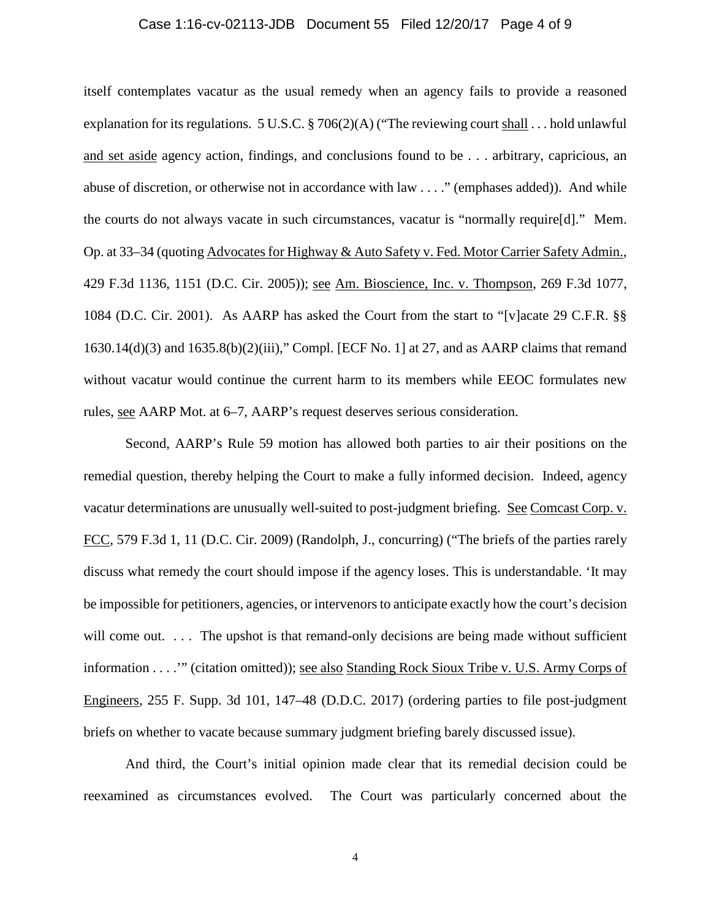itself contemplates vacatur as the usual remedy when an agency fails to provide a reasoned explanation for its regulations. 5 U.S.C. § 706(2)(A) ("The reviewing court shall . . . hold unlawful and set aside agency action, findings, and conclusions found to be . . . arbitrary, capricious, an abuse of discretion, or otherwise not in accordance with law . . . ." (emphases added)). And while the courts do not always vacate in such circumstances, vacatur is "normally require[d]." Mem. Op. at 33–34 (quoting Advocates for Highway & Auto Safety v. Fed. Motor Carrier Safety Admin., 429 F.3d 1136, 1151 (D.C. Cir. 2005)); see Am. Bioscience, Inc. v. Thompson, 269 F.3d 1077, 1084 (D.C. Cir. 2001). As AARP has asked the Court from the start to "[v]acate 29 C.F.R. §§ 1630.14(d)(3) and 1635.8(b)(2)(iii)," Compl. [ECF No. 1] at 27, and as AARP claims that remand without vacatur would continue the current harm to its members while EEOC formulates new rules, see AARP Mot. at 6–7, AARP's request deserves serious consideration.

Second, AARP's Rule 59 motion has allowed both parties to air their positions on the remedial question, thereby helping the Court to make a fully informed decision. Indeed, agency vacatur determinations are unusually well-suited to post-judgment briefing. See Comcast Corp. v. FCC, 579 F.3d 1, 11 (D.C. Cir. 2009) (Randolph, J., concurring) ("The briefs of the parties rarely discuss what remedy the court should impose if the agency loses. This is understandable. 'It may be impossible for petitioners, agencies, or intervenors to anticipate exactly how the court's decision will come out. . . . The upshot is that remand-only decisions are being made without sufficient information . . . .'" (citation omitted)); see also Standing Rock Sioux Tribe v. U.S. Army Corps of Engineers, 255 F. Supp. 3d 101, 147–48 (D.D.C. 2017) (ordering parties to file post-judgment briefs on whether to vacate because summary judgment briefing barely discussed issue).

And third, the Court's initial opinion made clear that its remedial decision could be reexamined as circumstances evolved. The Court was particularly concerned about the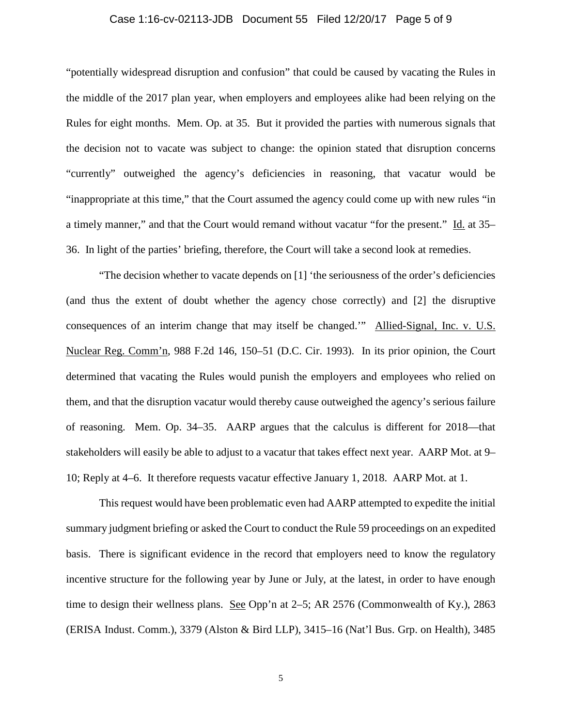"potentially widespread disruption and confusion" that could be caused by vacating the Rules in the middle of the 2017 plan year, when employers and employees alike had been relying on the Rules for eight months. Mem. Op. at 35. But it provided the parties with numerous signals that the decision not to vacate was subject to change: the opinion stated that disruption concerns "currently" outweighed the agency's deficiencies in reasoning, that vacatur would be "inappropriate at this time," that the Court assumed the agency could come up with new rules "in a timely manner," and that the Court would remand without vacatur "for the present." Id. at 35–36. In light of the parties' briefing, therefore, the Court will take a second look at remedies.

"The decision whether to vacate depends on [1] 'the seriousness of the order's deficiencies (and thus the extent of doubt whether the agency chose correctly) and [2] the disruptive consequences of an interim change that may itself be changed.'" Allied-Signal, Inc. v. U.S. Nuclear Reg. Comm'n, 988 F.2d 146, 150–51 (D.C. Cir. 1993). In its prior opinion, the Court determined that vacating the Rules would punish the employers and employees who relied on them, and that the disruption vacatur would thereby cause outweighed the agency's serious failure of reasoning. Mem. Op. 34–35. AARP argues that the calculus is different for 2018—that stakeholders will easily be able to adjust to a vacatur that takes effect next year. AARP Mot. at 9–10; Reply at 4–6. It therefore requests vacatur effective January 1, 2018. AARP Mot. at 1.

This request would have been problematic even had AARP attempted to expedite the initial summary judgment briefing or asked the Court to conduct the Rule 59 proceedings on an expedited basis. There is significant evidence in the record that employers need to know the regulatory incentive structure for the following year by June or July, at the latest, in order to have enough time to design their wellness plans. See Opp'n at 2–5; AR 2576 (Commonwealth of Ky.), 2863 (ERISA Indust. Comm.), 3379 (Alston & Bird LLP), 3415–16 (Nat'l Bus. Grp. on Health), 3485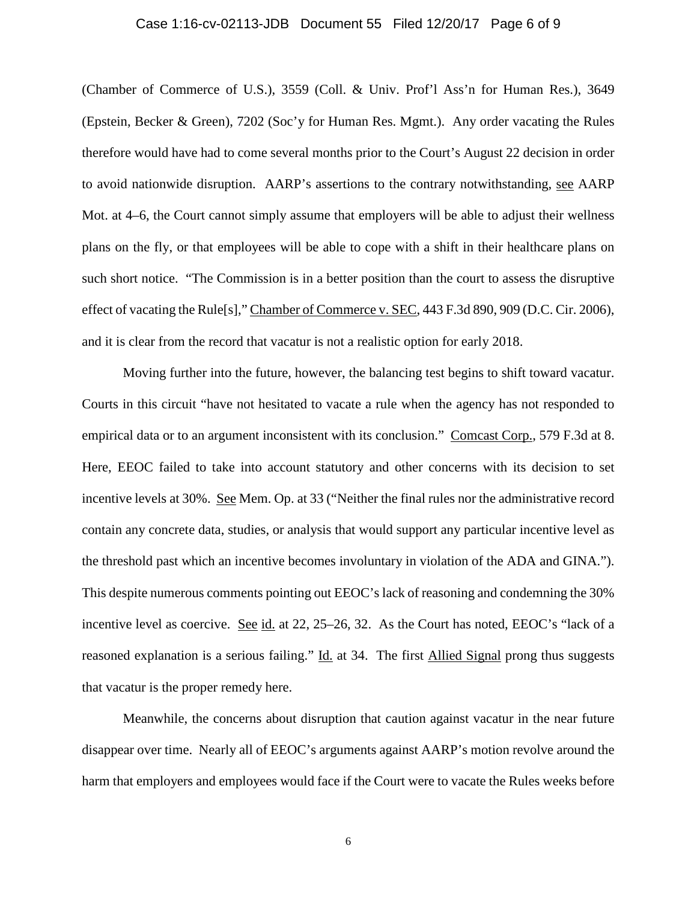(Chamber of Commerce of U.S.), 3559 (Coll. & Univ. Prof'l Ass'n for Human Res.), 3649 (Epstein, Becker & Green), 7202 (Soc'y for Human Res. Mgmt.). Any order vacating the Rules therefore would have had to come several months prior to the Court's August 22 decision in order to avoid nationwide disruption. AARP's assertions to the contrary notwithstanding, see AARP Mot. at 4–6, the Court cannot simply assume that employers will be able to adjust their wellness plans on the fly, or that employees will be able to cope with a shift in their healthcare plans on such short notice. "The Commission is in a better position than the court to assess the disruptive effect of vacating the Rule[s]," Chamber of Commerce v. SEC, 443 F.3d 890, 909 (D.C. Cir. 2006), and it is clear from the record that vacatur is not a realistic option for early 2018.

Moving further into the future, however, the balancing test begins to shift toward vacatur. Courts in this circuit "have not hesitated to vacate a rule when the agency has not responded to empirical data or to an argument inconsistent with its conclusion." Comcast Corp., 579 F.3d at 8. Here, EEOC failed to take into account statutory and other concerns with its decision to set incentive levels at 30%. See Mem. Op. at 33 ("Neither the final rules nor the administrative record contain any concrete data, studies, or analysis that would support any particular incentive level as the threshold past which an incentive becomes involuntary in violation of the ADA and GINA."). This despite numerous comments pointing out EEOC's lack of reasoning and condemning the 30% incentive level as coercive. See id. at 22, 25–26, 32. As the Court has noted, EEOC's "lack of a reasoned explanation is a serious failing." Id. at 34. The first Allied Signal prong thus suggests that vacatur is the proper remedy here.

Meanwhile, the concerns about disruption that caution against vacatur in the near future disappear over time. Nearly all of EEOC's arguments against AARP's motion revolve around the harm that employers and employees would face if the Court were to vacate the Rules weeks before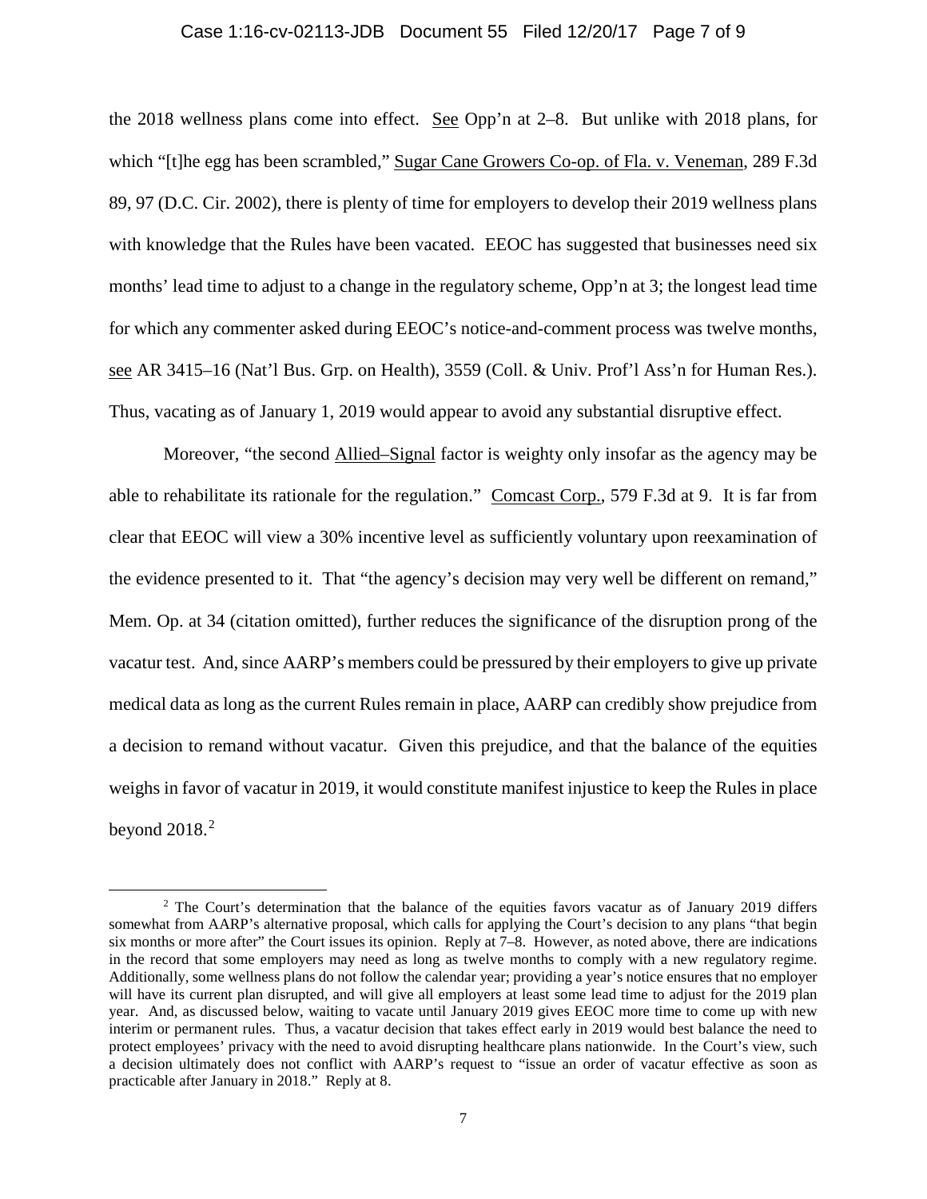the 2018 wellness plans come into effect. See Opp'n at 2–8. But unlike with 2018 plans, for which "[t]he egg has been scrambled," Sugar Cane Growers Co-op. of Fla. v. Veneman, 289 F.3d 89, 97 (D.C. Cir. 2002), there is plenty of time for employers to develop their 2019 wellness plans with knowledge that the Rules have been vacated. EEOC has suggested that businesses need six months' lead time to adjust to a change in the regulatory scheme, Opp'n at 3; the longest lead time for which any commenter asked during EEOC's notice-and-comment process was twelve months, see AR 3415–16 (Nat'l Bus. Grp. on Health), 3559 (Coll. & Univ. Prof'l Ass'n for Human Res.). Thus, vacating as of January 1, 2019 would appear to avoid any substantial disruptive effect.

Moreover, "the second Allied–Signal factor is weighty only insofar as the agency may be able to rehabilitate its rationale for the regulation." Comcast Corp., 579 F.3d at 9. It is far from clear that EEOC will view a 30% incentive level as sufficiently voluntary upon reexamination of the evidence presented to it. That "the agency's decision may very well be different on remand," Mem. Op. at 34 (citation omitted), further reduces the significance of the disruption prong of the vacatur test. And, since AARP's members could be pressured by their employers to give up private medical data as long as the current Rules remain in place, AARP can credibly show prejudice from a decision to remand without vacatur. Given this prejudice, and that the balance of the equities weighs in favor of vacatur in 2019, it would constitute manifest injustice to keep the Rules in place beyond 2018.[2]

[2] The Court's determination that the balance of the equities favors vacatur as of January 2019 differs somewhat from AARP's alternative proposal, which calls for applying the Court's decision to any plans "that begin six months or more after" the Court issues its opinion. Reply at 7–8. However, as noted above, there are indications in the record that some employers may need as long as twelve months to comply with a new regulatory regime. Additionally, some wellness plans do not follow the calendar year; providing a year's notice ensures that no employer will have its current plan disrupted, and will give all employers at least some lead time to adjust for the 2019 plan year. And, as discussed below, waiting to vacate until January 2019 gives EEOC more time to come up with new interim or permanent rules. Thus, a vacatur decision that takes effect early in 2019 would best balance the need to protect employees' privacy with the need to avoid disrupting healthcare plans nationwide. In the Court's view, such a decision ultimately does not conflict with AARP's request to "issue an order of vacatur effective as soon as practicable after January in 2018." Reply at 8.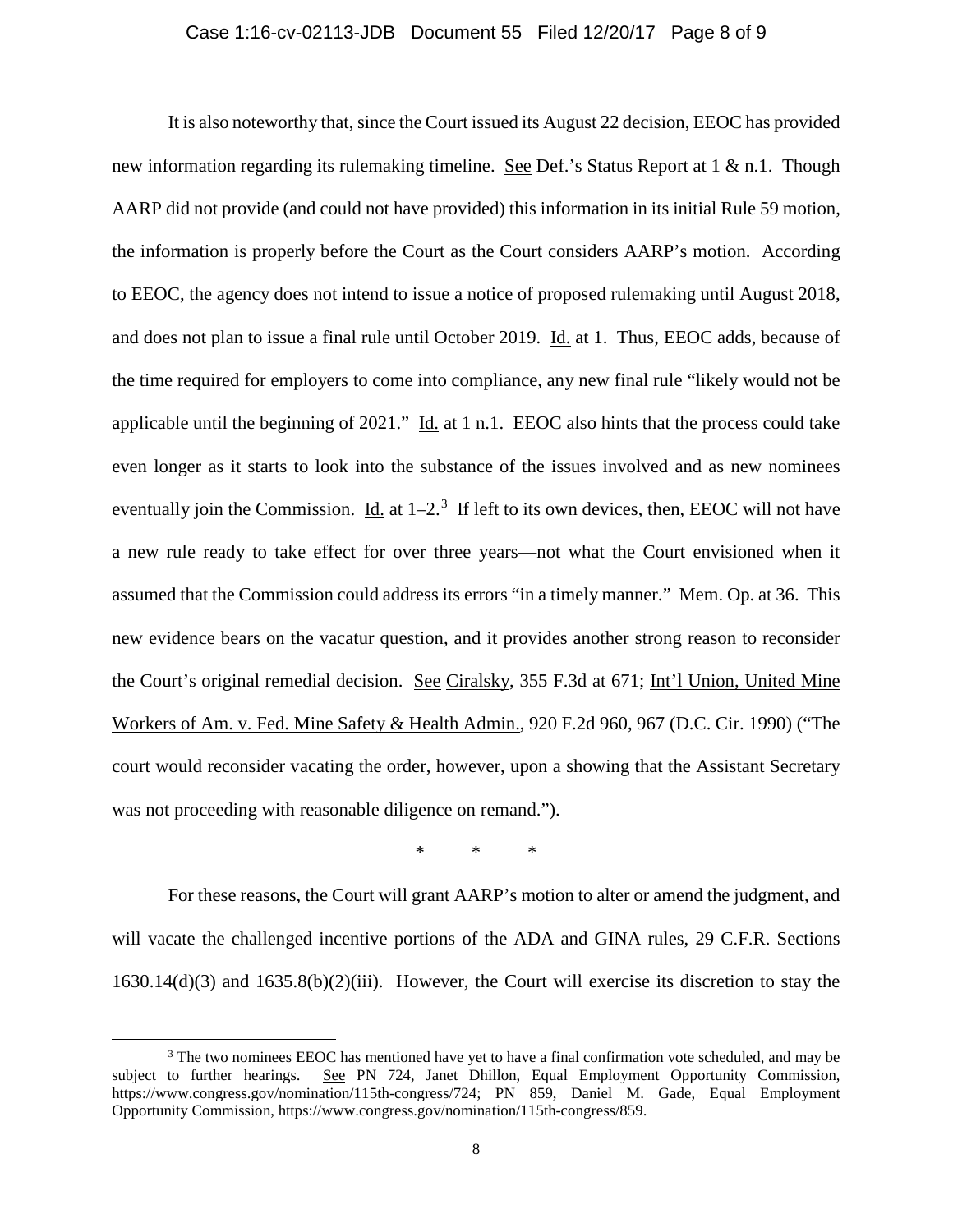It is also noteworthy that, since the Court issued its August 22 decision, EEOC has provided new information regarding its rulemaking timeline. See Def.'s Status Report at 1 & n.1. Though AARP did not provide (and could not have provided) this information in its initial Rule 59 motion, the information is properly before the Court as the Court considers AARP's motion. According to EEOC, the agency does not intend to issue a notice of proposed rulemaking until August 2018, and does not plan to issue a final rule until October 2019. Id. at 1. Thus, EEOC adds, because of the time required for employers to come into compliance, any new final rule "likely would not be applicable until the beginning of 2021." Id. at 1 n.1. EEOC also hints that the process could take even longer as it starts to look into the substance of the issues involved and as new nominees eventually join the Commission. Id. at 1–2.[3] If left to its own devices, then, EEOC will not have a new rule ready to take effect for over three years—not what the Court envisioned when it assumed that the Commission could address its errors "in a timely manner." Mem. Op. at 36. This new evidence bears on the vacatur question, and it provides another strong reason to reconsider the Court's original remedial decision. See Ciralsky, 355 F.3d at 671; Int'l Union, United Mine Workers of Am. v. Fed. Mine Safety & Health Admin., 920 F.2d 960, 967 (D.C. Cir. 1990) ("The court would reconsider vacating the order, however, upon a showing that the Assistant Secretary was not proceeding with reasonable diligence on remand.").

\*　　\*　　\*

For these reasons, the Court will grant AARP's motion to alter or amend the judgment, and will vacate the challenged incentive portions of the ADA and GINA rules, 29 C.F.R. Sections 1630.14(d)(3) and 1635.8(b)(2)(iii). However, the Court will exercise its discretion to stay the

---

[3] The two nominees EEOC has mentioned have yet to have a final confirmation vote scheduled, and may be subject to further hearings. See PN 724, Janet Dhillon, Equal Employment Opportunity Commission, https://www.congress.gov/nomination/115th-congress/724; PN 859, Daniel M. Gade, Equal Employment Opportunity Commission, https://www.congress.gov/nomination/115th-congress/859.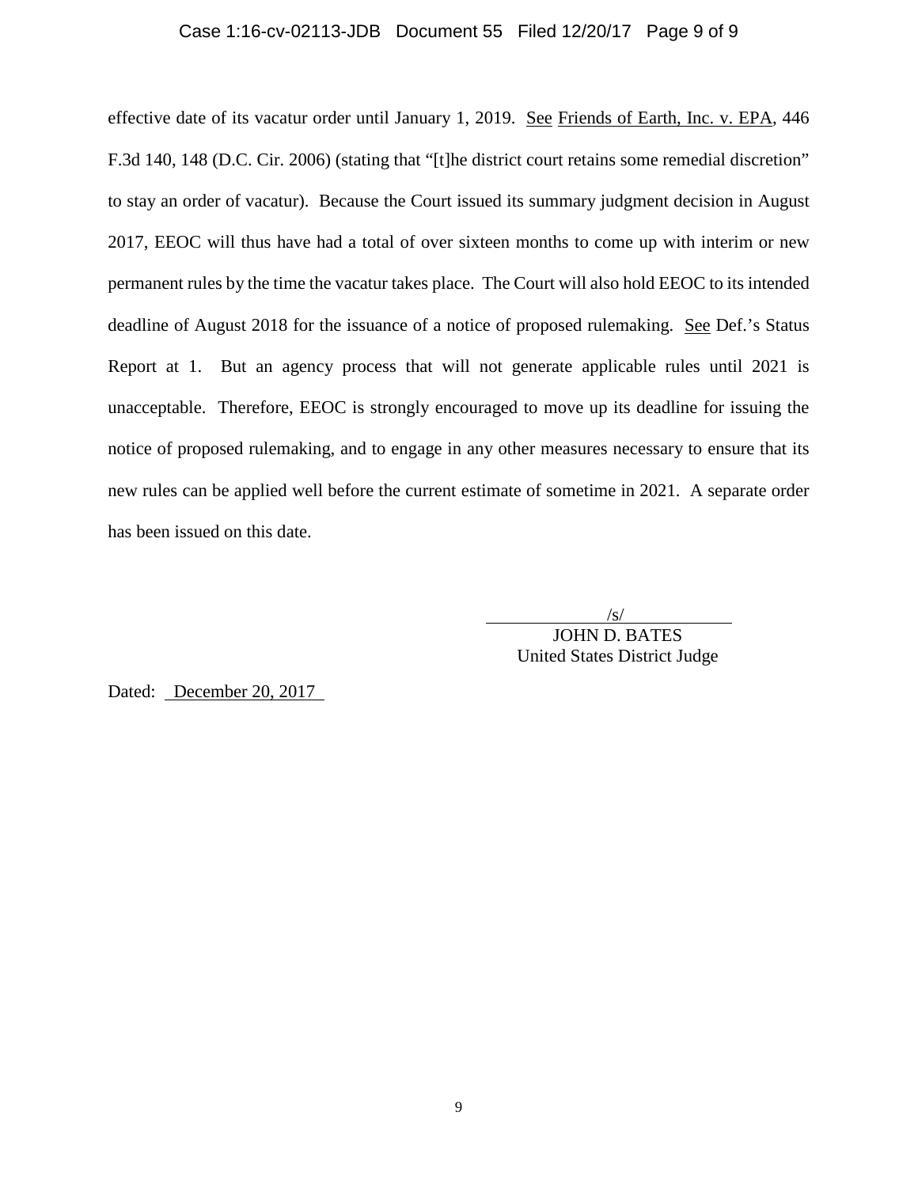effective date of its vacatur order until January 1, 2019. See Friends of Earth, Inc. v. EPA, 446 F.3d 140, 148 (D.C. Cir. 2006) (stating that "[t]he district court retains some remedial discretion" to stay an order of vacatur). Because the Court issued its summary judgment decision in August 2017, EEOC will thus have had a total of over sixteen months to come up with interim or new permanent rules by the time the vacatur takes place. The Court will also hold EEOC to its intended deadline of August 2018 for the issuance of a notice of proposed rulemaking. See Def.'s Status Report at 1. But an agency process that will not generate applicable rules until 2021 is unacceptable. Therefore, EEOC is strongly encouraged to move up its deadline for issuing the notice of proposed rulemaking, and to engage in any other measures necessary to ensure that its new rules can be applied well before the current estimate of sometime in 2021. A separate order has been issued on this date.

/s/
JOHN D. BATES
United States District Judge

Dated: December 20, 2017